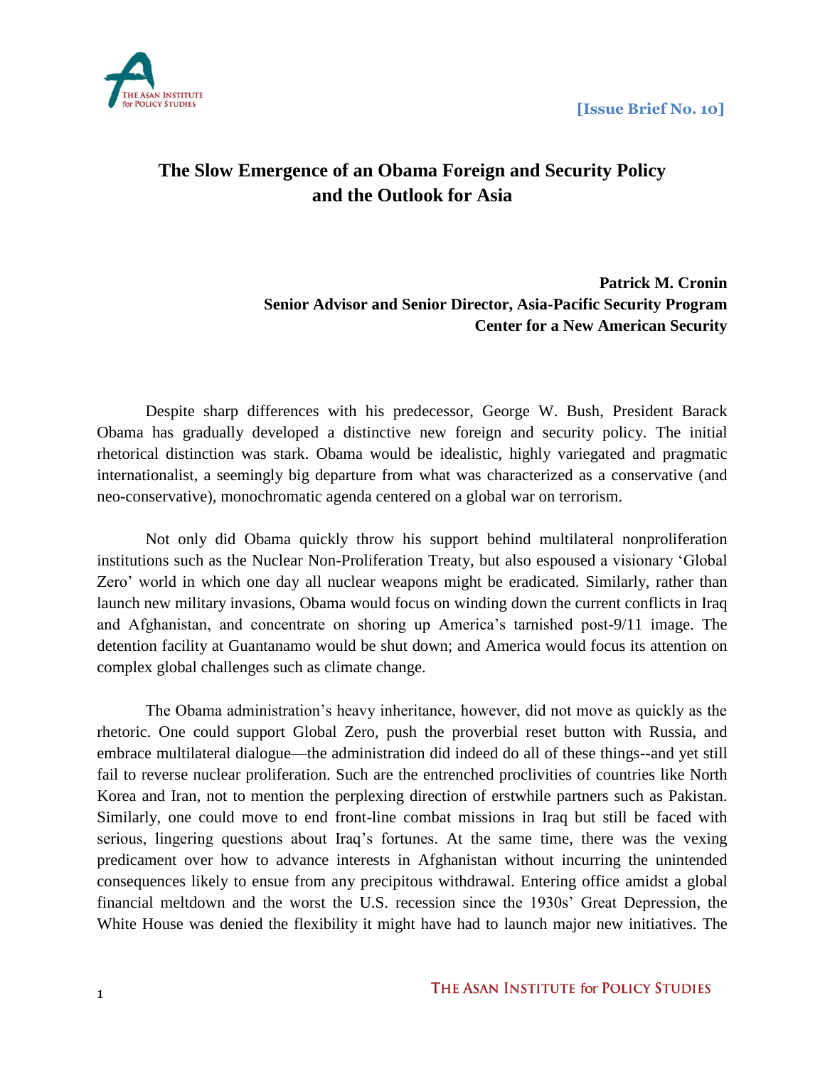[Issue Brief No. 10]

# The Slow Emergence of an Obama Foreign and Security Policy and the Outlook for Asia

**Patrick M. Cronin**
**Senior Advisor and Senior Director, Asia-Pacific Security Program**
**Center for a New American Security**

Despite sharp differences with his predecessor, George W. Bush, President Barack Obama has gradually developed a distinctive new foreign and security policy. The initial rhetorical distinction was stark. Obama would be idealistic, highly variegated and pragmatic internationalist, a seemingly big departure from what was characterized as a conservative (and neo-conservative), monochromatic agenda centered on a global war on terrorism.

Not only did Obama quickly throw his support behind multilateral nonproliferation institutions such as the Nuclear Non-Proliferation Treaty, but also espoused a visionary 'Global Zero' world in which one day all nuclear weapons might be eradicated. Similarly, rather than launch new military invasions, Obama would focus on winding down the current conflicts in Iraq and Afghanistan, and concentrate on shoring up America's tarnished post-9/11 image. The detention facility at Guantanamo would be shut down; and America would focus its attention on complex global challenges such as climate change.

The Obama administration's heavy inheritance, however, did not move as quickly as the rhetoric. One could support Global Zero, push the proverbial reset button with Russia, and embrace multilateral dialogue—the administration did indeed do all of these things--and yet still fail to reverse nuclear proliferation. Such are the entrenched proclivities of countries like North Korea and Iran, not to mention the perplexing direction of erstwhile partners such as Pakistan. Similarly, one could move to end front-line combat missions in Iraq but still be faced with serious, lingering questions about Iraq's fortunes. At the same time, there was the vexing predicament over how to advance interests in Afghanistan without incurring the unintended consequences likely to ensue from any precipitous withdrawal. Entering office amidst a global financial meltdown and the worst the U.S. recession since the 1930s' Great Depression, the White House was denied the flexibility it might have had to launch major new initiatives. The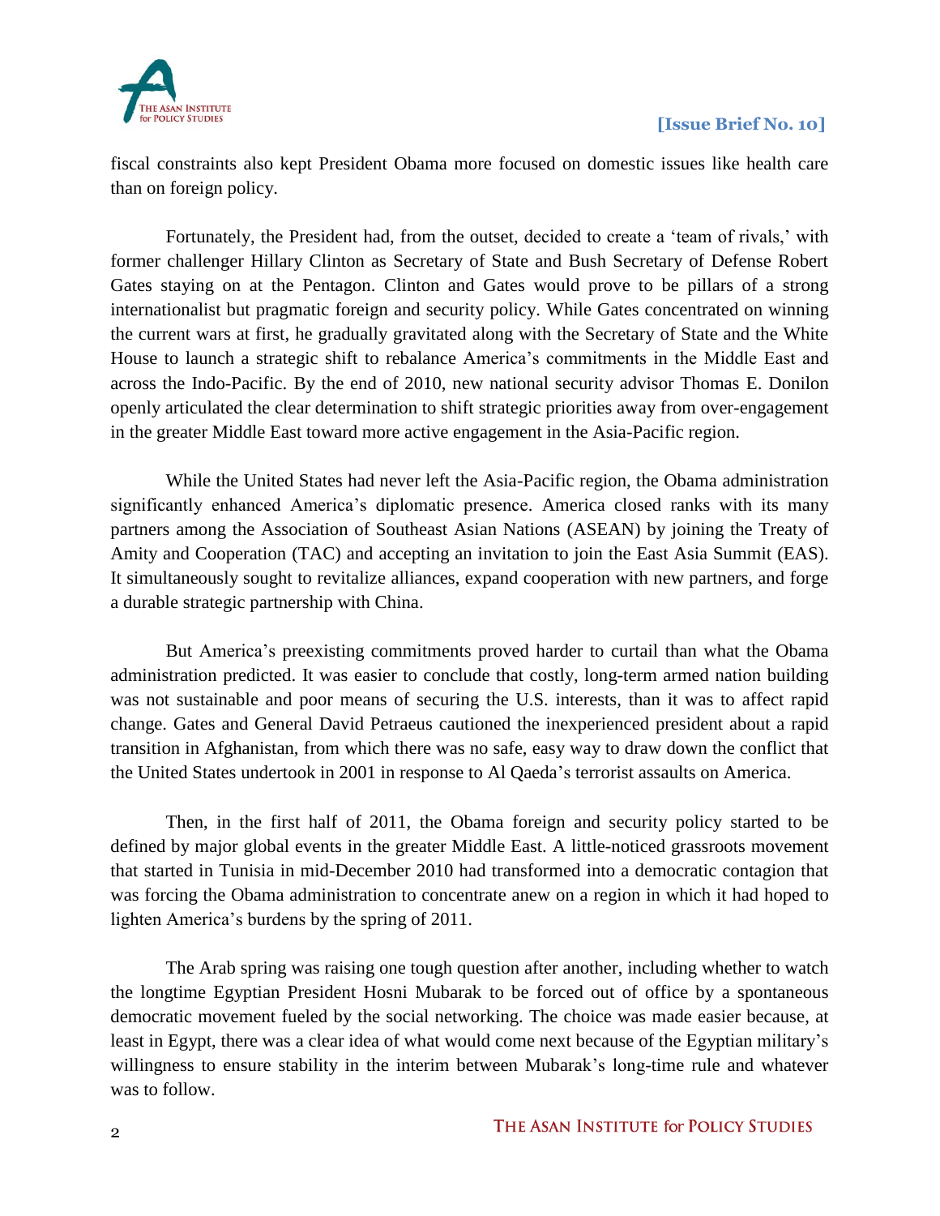fiscal constraints also kept President Obama more focused on domestic issues like health care than on foreign policy.

Fortunately, the President had, from the outset, decided to create a 'team of rivals,' with former challenger Hillary Clinton as Secretary of State and Bush Secretary of Defense Robert Gates staying on at the Pentagon. Clinton and Gates would prove to be pillars of a strong internationalist but pragmatic foreign and security policy. While Gates concentrated on winning the current wars at first, he gradually gravitated along with the Secretary of State and the White House to launch a strategic shift to rebalance America's commitments in the Middle East and across the Indo-Pacific. By the end of 2010, new national security advisor Thomas E. Donilon openly articulated the clear determination to shift strategic priorities away from over-engagement in the greater Middle East toward more active engagement in the Asia-Pacific region.

While the United States had never left the Asia-Pacific region, the Obama administration significantly enhanced America's diplomatic presence. America closed ranks with its many partners among the Association of Southeast Asian Nations (ASEAN) by joining the Treaty of Amity and Cooperation (TAC) and accepting an invitation to join the East Asia Summit (EAS). It simultaneously sought to revitalize alliances, expand cooperation with new partners, and forge a durable strategic partnership with China.

But America's preexisting commitments proved harder to curtail than what the Obama administration predicted. It was easier to conclude that costly, long-term armed nation building was not sustainable and poor means of securing the U.S. interests, than it was to affect rapid change. Gates and General David Petraeus cautioned the inexperienced president about a rapid transition in Afghanistan, from which there was no safe, easy way to draw down the conflict that the United States undertook in 2001 in response to Al Qaeda's terrorist assaults on America.

Then, in the first half of 2011, the Obama foreign and security policy started to be defined by major global events in the greater Middle East. A little-noticed grassroots movement that started in Tunisia in mid-December 2010 had transformed into a democratic contagion that was forcing the Obama administration to concentrate anew on a region in which it had hoped to lighten America's burdens by the spring of 2011.

The Arab spring was raising one tough question after another, including whether to watch the longtime Egyptian President Hosni Mubarak to be forced out of office by a spontaneous democratic movement fueled by the social networking. The choice was made easier because, at least in Egypt, there was a clear idea of what would come next because of the Egyptian military's willingness to ensure stability in the interim between Mubarak's long-time rule and whatever was to follow.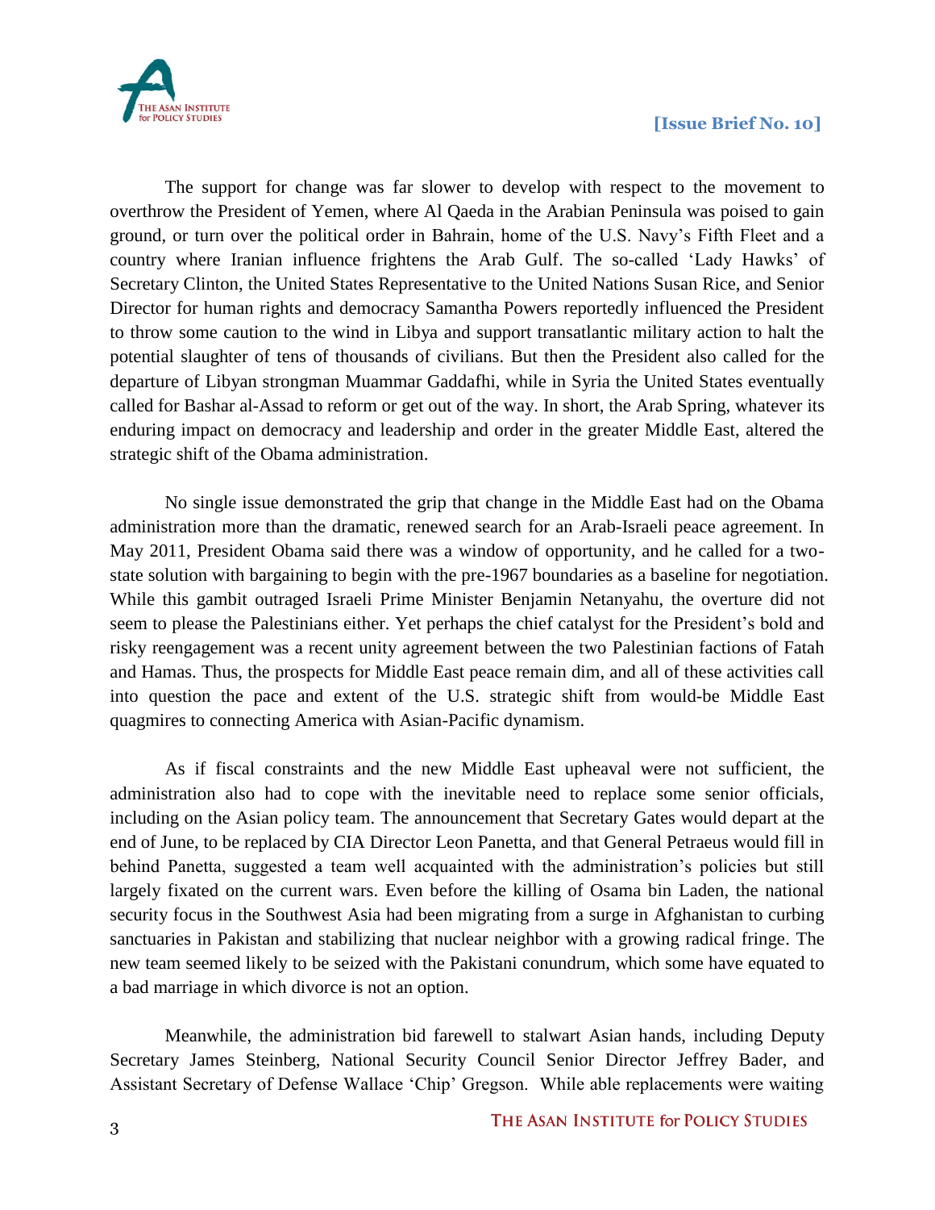The support for change was far slower to develop with respect to the movement to overthrow the President of Yemen, where Al Qaeda in the Arabian Peninsula was poised to gain ground, or turn over the political order in Bahrain, home of the U.S. Navy's Fifth Fleet and a country where Iranian influence frightens the Arab Gulf. The so-called 'Lady Hawks' of Secretary Clinton, the United States Representative to the United Nations Susan Rice, and Senior Director for human rights and democracy Samantha Powers reportedly influenced the President to throw some caution to the wind in Libya and support transatlantic military action to halt the potential slaughter of tens of thousands of civilians. But then the President also called for the departure of Libyan strongman Muammar Gaddafhi, while in Syria the United States eventually called for Bashar al-Assad to reform or get out of the way. In short, the Arab Spring, whatever its enduring impact on democracy and leadership and order in the greater Middle East, altered the strategic shift of the Obama administration.

No single issue demonstrated the grip that change in the Middle East had on the Obama administration more than the dramatic, renewed search for an Arab-Israeli peace agreement. In May 2011, President Obama said there was a window of opportunity, and he called for a two-state solution with bargaining to begin with the pre-1967 boundaries as a baseline for negotiation. While this gambit outraged Israeli Prime Minister Benjamin Netanyahu, the overture did not seem to please the Palestinians either. Yet perhaps the chief catalyst for the President's bold and risky reengagement was a recent unity agreement between the two Palestinian factions of Fatah and Hamas. Thus, the prospects for Middle East peace remain dim, and all of these activities call into question the pace and extent of the U.S. strategic shift from would-be Middle East quagmires to connecting America with Asian-Pacific dynamism.

As if fiscal constraints and the new Middle East upheaval were not sufficient, the administration also had to cope with the inevitable need to replace some senior officials, including on the Asian policy team. The announcement that Secretary Gates would depart at the end of June, to be replaced by CIA Director Leon Panetta, and that General Petraeus would fill in behind Panetta, suggested a team well acquainted with the administration's policies but still largely fixated on the current wars. Even before the killing of Osama bin Laden, the national security focus in the Southwest Asia had been migrating from a surge in Afghanistan to curbing sanctuaries in Pakistan and stabilizing that nuclear neighbor with a growing radical fringe. The new team seemed likely to be seized with the Pakistani conundrum, which some have equated to a bad marriage in which divorce is not an option.

Meanwhile, the administration bid farewell to stalwart Asian hands, including Deputy Secretary James Steinberg, National Security Council Senior Director Jeffrey Bader, and Assistant Secretary of Defense Wallace 'Chip' Gregson. While able replacements were waiting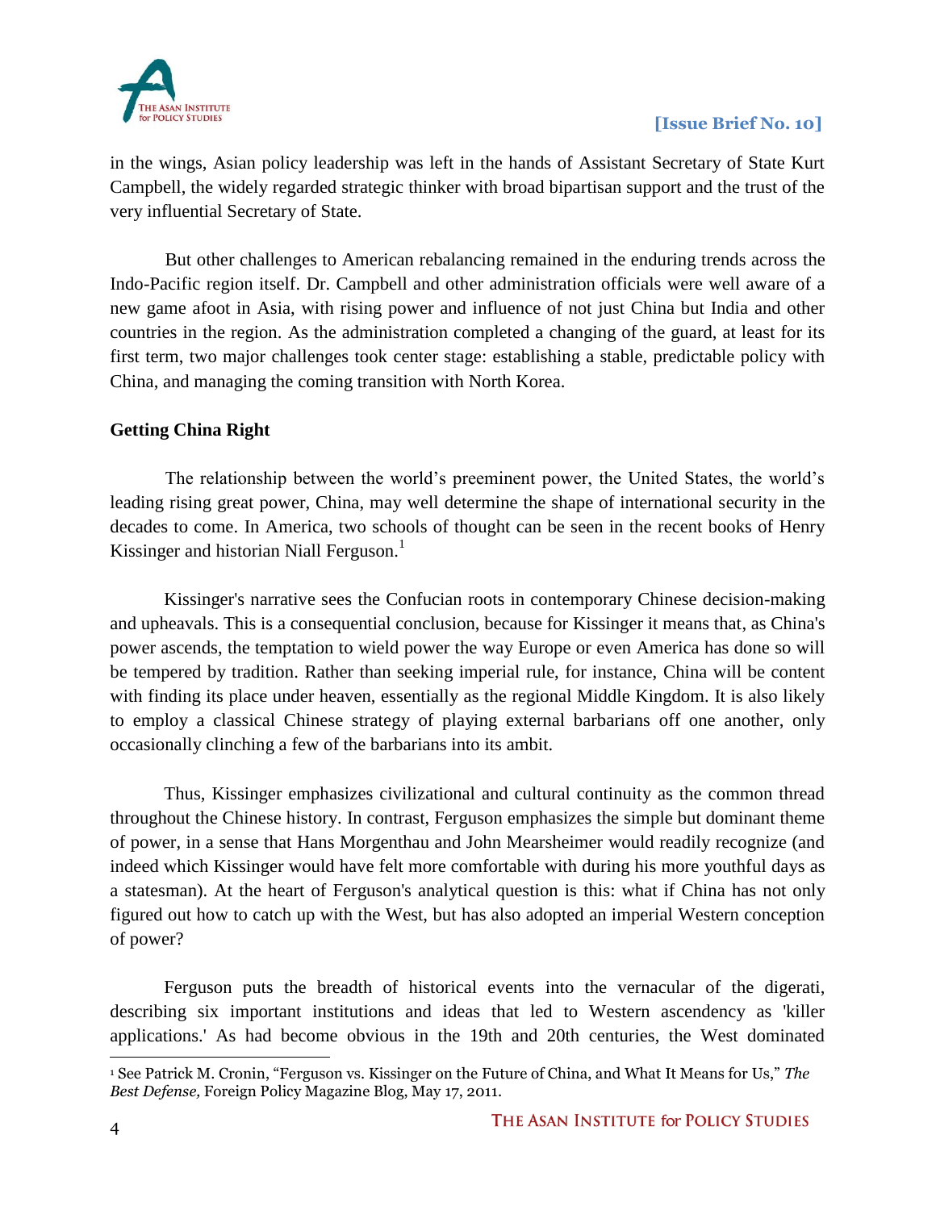in the wings, Asian policy leadership was left in the hands of Assistant Secretary of State Kurt Campbell, the widely regarded strategic thinker with broad bipartisan support and the trust of the very influential Secretary of State.

But other challenges to American rebalancing remained in the enduring trends across the Indo-Pacific region itself. Dr. Campbell and other administration officials were well aware of a new game afoot in Asia, with rising power and influence of not just China but India and other countries in the region. As the administration completed a changing of the guard, at least for its first term, two major challenges took center stage: establishing a stable, predictable policy with China, and managing the coming transition with North Korea.

**Getting China Right**

The relationship between the world's preeminent power, the United States, the world's leading rising great power, China, may well determine the shape of international security in the decades to come. In America, two schools of thought can be seen in the recent books of Henry Kissinger and historian Niall Ferguson.[1]

Kissinger's narrative sees the Confucian roots in contemporary Chinese decision-making and upheavals. This is a consequential conclusion, because for Kissinger it means that, as China's power ascends, the temptation to wield power the way Europe or even America has done so will be tempered by tradition. Rather than seeking imperial rule, for instance, China will be content with finding its place under heaven, essentially as the regional Middle Kingdom. It is also likely to employ a classical Chinese strategy of playing external barbarians off one another, only occasionally clinching a few of the barbarians into its ambit.

Thus, Kissinger emphasizes civilizational and cultural continuity as the common thread throughout the Chinese history. In contrast, Ferguson emphasizes the simple but dominant theme of power, in a sense that Hans Morgenthau and John Mearsheimer would readily recognize (and indeed which Kissinger would have felt more comfortable with during his more youthful days as a statesman). At the heart of Ferguson's analytical question is this: what if China has not only figured out how to catch up with the West, but has also adopted an imperial Western conception of power?

Ferguson puts the breadth of historical events into the vernacular of the digerati, describing six important institutions and ideas that led to Western ascendency as 'killer applications.' As had become obvious in the 19th and 20th centuries, the West dominated

[1] See Patrick M. Cronin, "Ferguson vs. Kissinger on the Future of China, and What It Means for Us," *The Best Defense,* Foreign Policy Magazine Blog, May 17, 2011.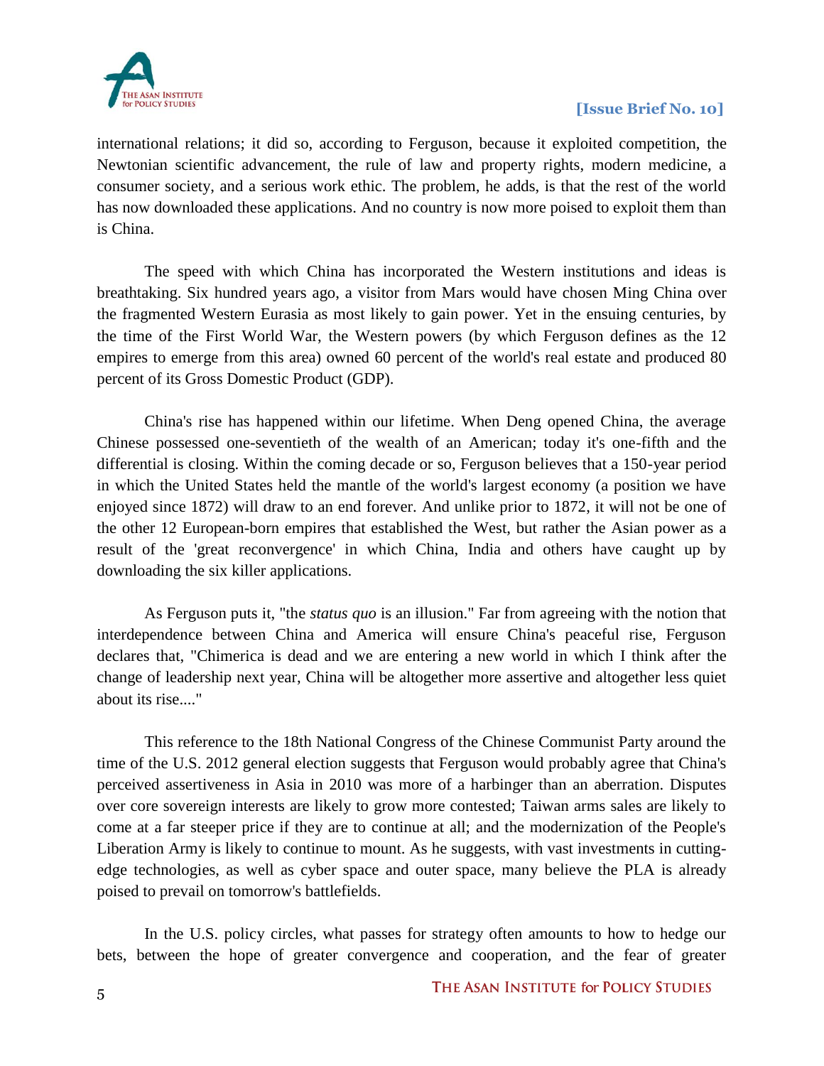international relations; it did so, according to Ferguson, because it exploited competition, the Newtonian scientific advancement, the rule of law and property rights, modern medicine, a consumer society, and a serious work ethic. The problem, he adds, is that the rest of the world has now downloaded these applications. And no country is now more poised to exploit them than is China.

The speed with which China has incorporated the Western institutions and ideas is breathtaking. Six hundred years ago, a visitor from Mars would have chosen Ming China over the fragmented Western Eurasia as most likely to gain power. Yet in the ensuing centuries, by the time of the First World War, the Western powers (by which Ferguson defines as the 12 empires to emerge from this area) owned 60 percent of the world's real estate and produced 80 percent of its Gross Domestic Product (GDP).

China's rise has happened within our lifetime. When Deng opened China, the average Chinese possessed one-seventieth of the wealth of an American; today it's one-fifth and the differential is closing. Within the coming decade or so, Ferguson believes that a 150-year period in which the United States held the mantle of the world's largest economy (a position we have enjoyed since 1872) will draw to an end forever. And unlike prior to 1872, it will not be one of the other 12 European-born empires that established the West, but rather the Asian power as a result of the 'great reconvergence' in which China, India and others have caught up by downloading the six killer applications.

As Ferguson puts it, "the *status quo* is an illusion." Far from agreeing with the notion that interdependence between China and America will ensure China's peaceful rise, Ferguson declares that, "Chimerica is dead and we are entering a new world in which I think after the change of leadership next year, China will be altogether more assertive and altogether less quiet about its rise...."

This reference to the 18th National Congress of the Chinese Communist Party around the time of the U.S. 2012 general election suggests that Ferguson would probably agree that China's perceived assertiveness in Asia in 2010 was more of a harbinger than an aberration. Disputes over core sovereign interests are likely to grow more contested; Taiwan arms sales are likely to come at a far steeper price if they are to continue at all; and the modernization of the People's Liberation Army is likely to continue to mount. As he suggests, with vast investments in cutting-edge technologies, as well as cyber space and outer space, many believe the PLA is already poised to prevail on tomorrow's battlefields.

In the U.S. policy circles, what passes for strategy often amounts to how to hedge our bets, between the hope of greater convergence and cooperation, and the fear of greater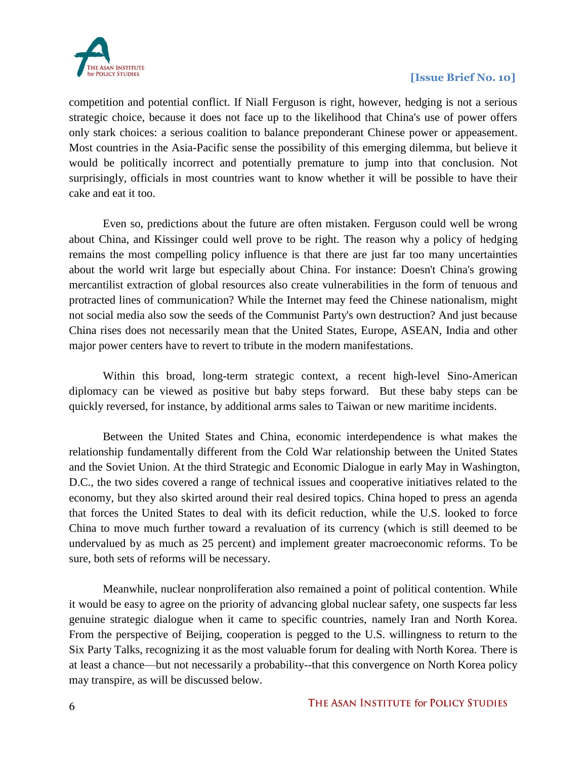competition and potential conflict. If Niall Ferguson is right, however, hedging is not a serious strategic choice, because it does not face up to the likelihood that China's use of power offers only stark choices: a serious coalition to balance preponderant Chinese power or appeasement. Most countries in the Asia-Pacific sense the possibility of this emerging dilemma, but believe it would be politically incorrect and potentially premature to jump into that conclusion. Not surprisingly, officials in most countries want to know whether it will be possible to have their cake and eat it too.

Even so, predictions about the future are often mistaken. Ferguson could well be wrong about China, and Kissinger could well prove to be right. The reason why a policy of hedging remains the most compelling policy influence is that there are just far too many uncertainties about the world writ large but especially about China. For instance: Doesn't China's growing mercantilist extraction of global resources also create vulnerabilities in the form of tenuous and protracted lines of communication? While the Internet may feed the Chinese nationalism, might not social media also sow the seeds of the Communist Party's own destruction? And just because China rises does not necessarily mean that the United States, Europe, ASEAN, India and other major power centers have to revert to tribute in the modern manifestations.

Within this broad, long-term strategic context, a recent high-level Sino-American diplomacy can be viewed as positive but baby steps forward. But these baby steps can be quickly reversed, for instance, by additional arms sales to Taiwan or new maritime incidents.

Between the United States and China, economic interdependence is what makes the relationship fundamentally different from the Cold War relationship between the United States and the Soviet Union. At the third Strategic and Economic Dialogue in early May in Washington, D.C., the two sides covered a range of technical issues and cooperative initiatives related to the economy, but they also skirted around their real desired topics. China hoped to press an agenda that forces the United States to deal with its deficit reduction, while the U.S. looked to force China to move much further toward a revaluation of its currency (which is still deemed to be undervalued by as much as 25 percent) and implement greater macroeconomic reforms. To be sure, both sets of reforms will be necessary.

Meanwhile, nuclear nonproliferation also remained a point of political contention. While it would be easy to agree on the priority of advancing global nuclear safety, one suspects far less genuine strategic dialogue when it came to specific countries, namely Iran and North Korea. From the perspective of Beijing, cooperation is pegged to the U.S. willingness to return to the Six Party Talks, recognizing it as the most valuable forum for dealing with North Korea. There is at least a chance—but not necessarily a probability--that this convergence on North Korea policy may transpire, as will be discussed below.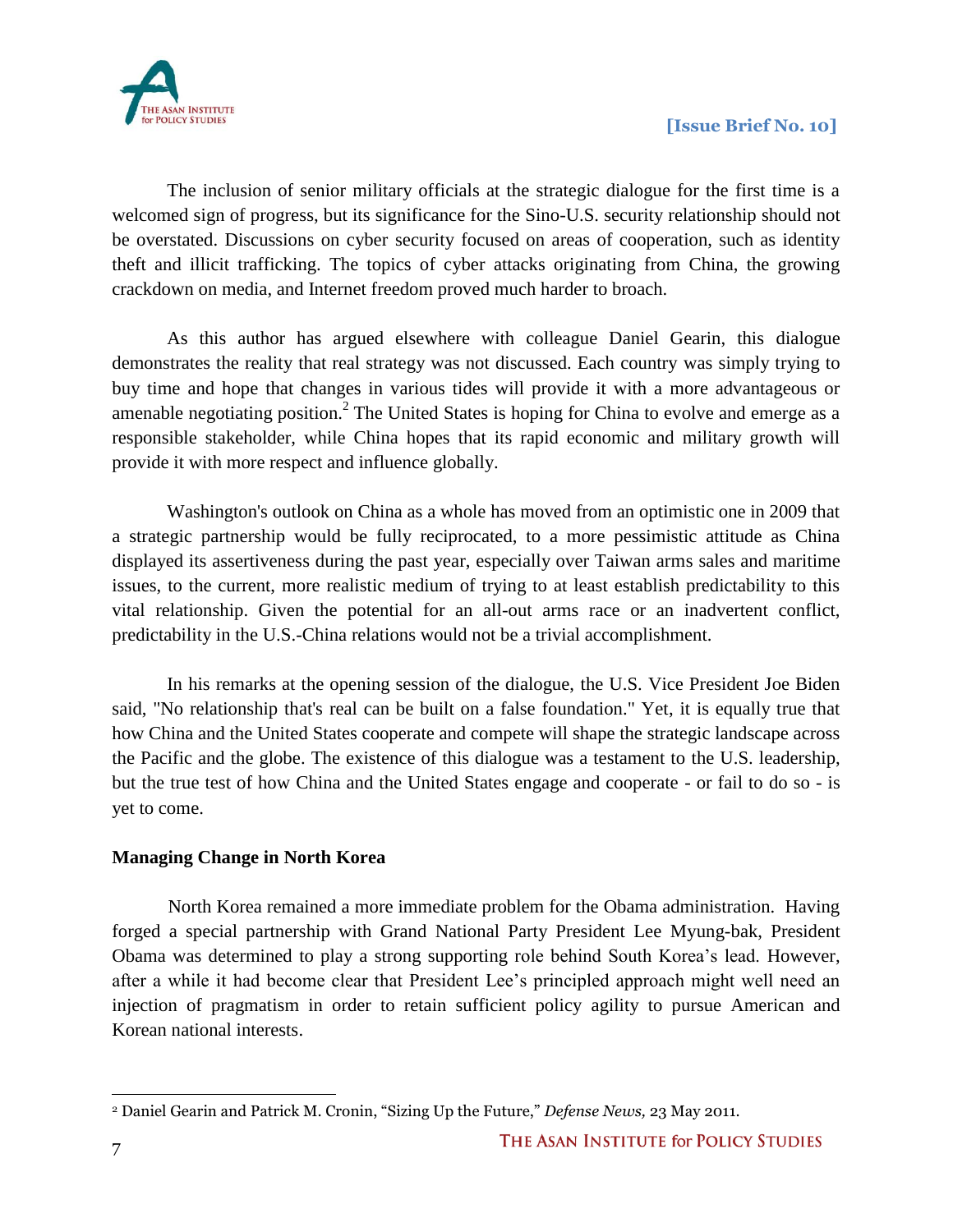The inclusion of senior military officials at the strategic dialogue for the first time is a welcomed sign of progress, but its significance for the Sino-U.S. security relationship should not be overstated. Discussions on cyber security focused on areas of cooperation, such as identity theft and illicit trafficking. The topics of cyber attacks originating from China, the growing crackdown on media, and Internet freedom proved much harder to broach.

As this author has argued elsewhere with colleague Daniel Gearin, this dialogue demonstrates the reality that real strategy was not discussed. Each country was simply trying to buy time and hope that changes in various tides will provide it with a more advantageous or amenable negotiating position.[2] The United States is hoping for China to evolve and emerge as a responsible stakeholder, while China hopes that its rapid economic and military growth will provide it with more respect and influence globally.

Washington's outlook on China as a whole has moved from an optimistic one in 2009 that a strategic partnership would be fully reciprocated, to a more pessimistic attitude as China displayed its assertiveness during the past year, especially over Taiwan arms sales and maritime issues, to the current, more realistic medium of trying to at least establish predictability to this vital relationship. Given the potential for an all-out arms race or an inadvertent conflict, predictability in the U.S.-China relations would not be a trivial accomplishment.

In his remarks at the opening session of the dialogue, the U.S. Vice President Joe Biden said, "No relationship that's real can be built on a false foundation." Yet, it is equally true that how China and the United States cooperate and compete will shape the strategic landscape across the Pacific and the globe. The existence of this dialogue was a testament to the U.S. leadership, but the true test of how China and the United States engage and cooperate - or fail to do so - is yet to come.

**Managing Change in North Korea**

North Korea remained a more immediate problem for the Obama administration. Having forged a special partnership with Grand National Party President Lee Myung-bak, President Obama was determined to play a strong supporting role behind South Korea's lead. However, after a while it had become clear that President Lee's principled approach might well need an injection of pragmatism in order to retain sufficient policy agility to pursue American and Korean national interests.

---

[2] Daniel Gearin and Patrick M. Cronin, "Sizing Up the Future," *Defense News,* 23 May 2011.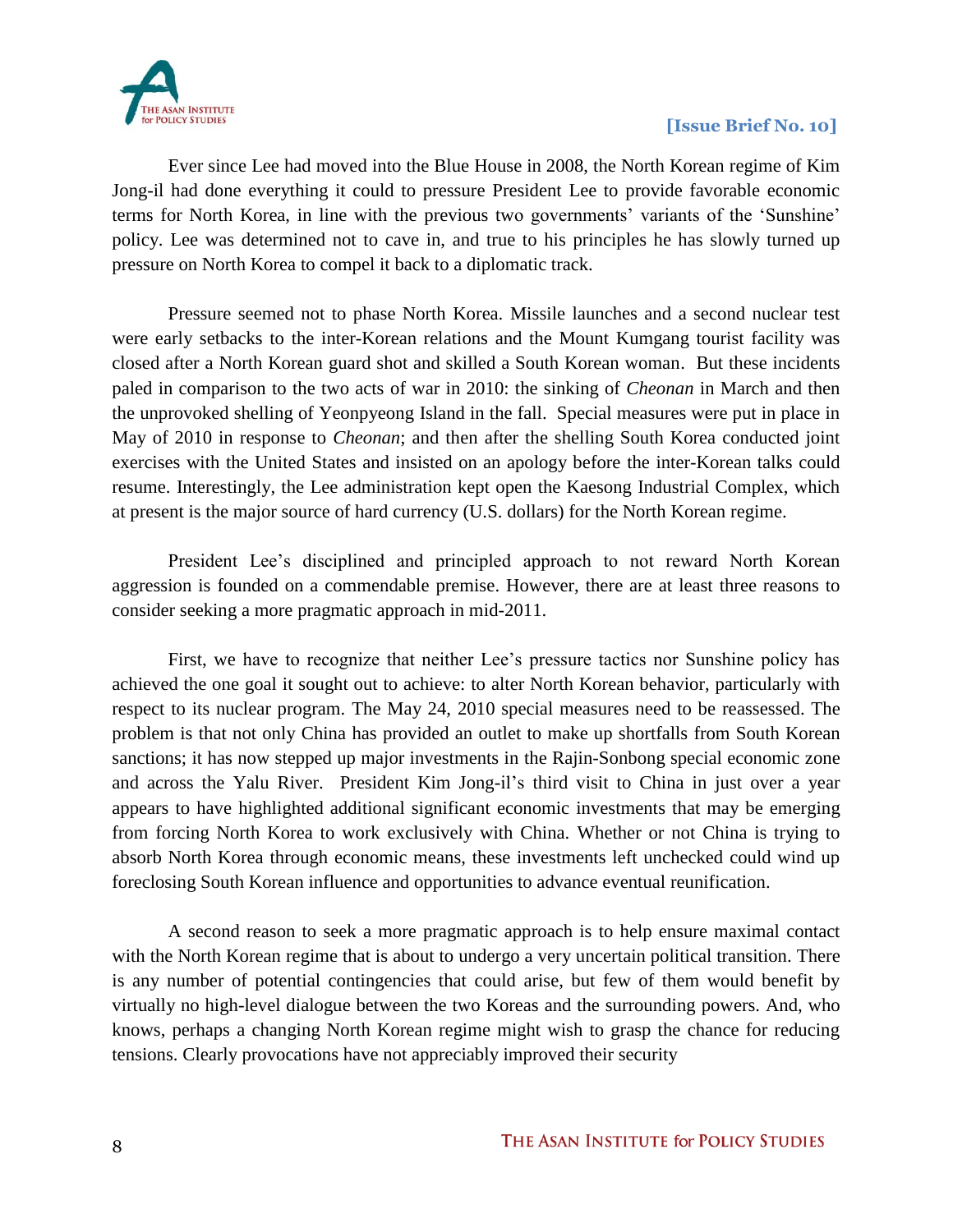Ever since Lee had moved into the Blue House in 2008, the North Korean regime of Kim Jong-il had done everything it could to pressure President Lee to provide favorable economic terms for North Korea, in line with the previous two governments' variants of the 'Sunshine' policy. Lee was determined not to cave in, and true to his principles he has slowly turned up pressure on North Korea to compel it back to a diplomatic track.

Pressure seemed not to phase North Korea. Missile launches and a second nuclear test were early setbacks to the inter-Korean relations and the Mount Kumgang tourist facility was closed after a North Korean guard shot and skilled a South Korean woman. But these incidents paled in comparison to the two acts of war in 2010: the sinking of *Cheonan* in March and then the unprovoked shelling of Yeonpyeong Island in the fall. Special measures were put in place in May of 2010 in response to *Cheonan*; and then after the shelling South Korea conducted joint exercises with the United States and insisted on an apology before the inter-Korean talks could resume. Interestingly, the Lee administration kept open the Kaesong Industrial Complex, which at present is the major source of hard currency (U.S. dollars) for the North Korean regime.

President Lee's disciplined and principled approach to not reward North Korean aggression is founded on a commendable premise. However, there are at least three reasons to consider seeking a more pragmatic approach in mid-2011.

First, we have to recognize that neither Lee's pressure tactics nor Sunshine policy has achieved the one goal it sought out to achieve: to alter North Korean behavior, particularly with respect to its nuclear program. The May 24, 2010 special measures need to be reassessed. The problem is that not only China has provided an outlet to make up shortfalls from South Korean sanctions; it has now stepped up major investments in the Rajin-Sonbong special economic zone and across the Yalu River. President Kim Jong-il's third visit to China in just over a year appears to have highlighted additional significant economic investments that may be emerging from forcing North Korea to work exclusively with China. Whether or not China is trying to absorb North Korea through economic means, these investments left unchecked could wind up foreclosing South Korean influence and opportunities to advance eventual reunification.

A second reason to seek a more pragmatic approach is to help ensure maximal contact with the North Korean regime that is about to undergo a very uncertain political transition. There is any number of potential contingencies that could arise, but few of them would benefit by virtually no high-level dialogue between the two Koreas and the surrounding powers. And, who knows, perhaps a changing North Korean regime might wish to grasp the chance for reducing tensions. Clearly provocations have not appreciably improved their security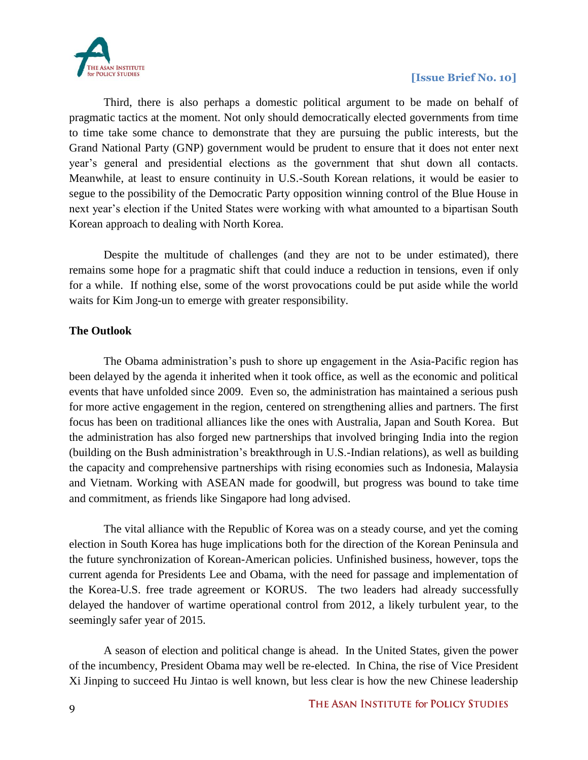Third, there is also perhaps a domestic political argument to be made on behalf of pragmatic tactics at the moment. Not only should democratically elected governments from time to time take some chance to demonstrate that they are pursuing the public interests, but the Grand National Party (GNP) government would be prudent to ensure that it does not enter next year's general and presidential elections as the government that shut down all contacts. Meanwhile, at least to ensure continuity in U.S.-South Korean relations, it would be easier to segue to the possibility of the Democratic Party opposition winning control of the Blue House in next year's election if the United States were working with what amounted to a bipartisan South Korean approach to dealing with North Korea.

Despite the multitude of challenges (and they are not to be under estimated), there remains some hope for a pragmatic shift that could induce a reduction in tensions, even if only for a while. If nothing else, some of the worst provocations could be put aside while the world waits for Kim Jong-un to emerge with greater responsibility.

**The Outlook**

The Obama administration's push to shore up engagement in the Asia-Pacific region has been delayed by the agenda it inherited when it took office, as well as the economic and political events that have unfolded since 2009. Even so, the administration has maintained a serious push for more active engagement in the region, centered on strengthening allies and partners. The first focus has been on traditional alliances like the ones with Australia, Japan and South Korea. But the administration has also forged new partnerships that involved bringing India into the region (building on the Bush administration's breakthrough in U.S.-Indian relations), as well as building the capacity and comprehensive partnerships with rising economies such as Indonesia, Malaysia and Vietnam. Working with ASEAN made for goodwill, but progress was bound to take time and commitment, as friends like Singapore had long advised.

The vital alliance with the Republic of Korea was on a steady course, and yet the coming election in South Korea has huge implications both for the direction of the Korean Peninsula and the future synchronization of Korean-American policies. Unfinished business, however, tops the current agenda for Presidents Lee and Obama, with the need for passage and implementation of the Korea-U.S. free trade agreement or KORUS. The two leaders had already successfully delayed the handover of wartime operational control from 2012, a likely turbulent year, to the seemingly safer year of 2015.

A season of election and political change is ahead. In the United States, given the power of the incumbency, President Obama may well be re-elected. In China, the rise of Vice President Xi Jinping to succeed Hu Jintao is well known, but less clear is how the new Chinese leadership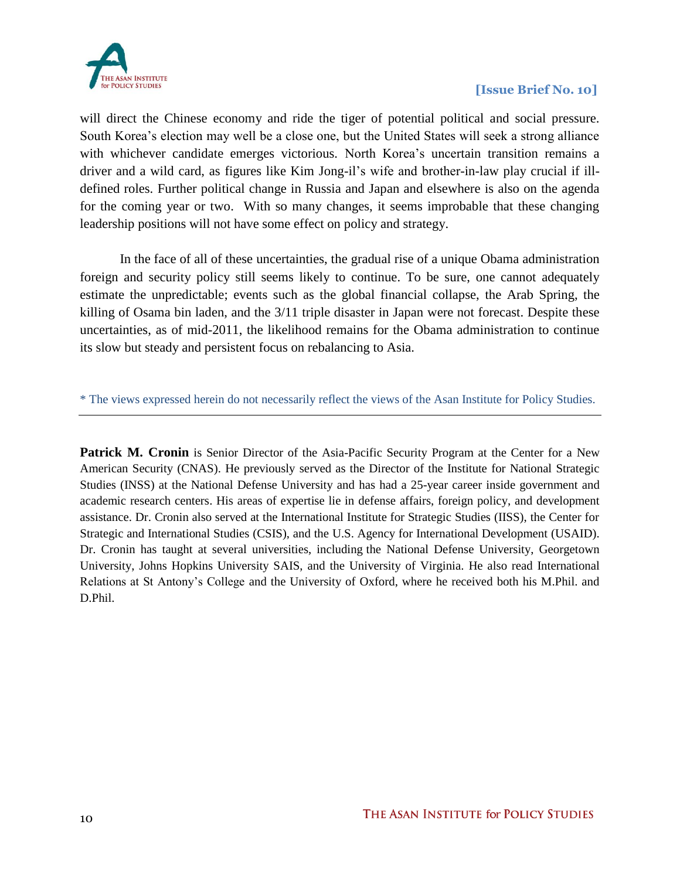will direct the Chinese economy and ride the tiger of potential political and social pressure. South Korea's election may well be a close one, but the United States will seek a strong alliance with whichever candidate emerges victorious. North Korea's uncertain transition remains a driver and a wild card, as figures like Kim Jong-il's wife and brother-in-law play crucial if ill-defined roles. Further political change in Russia and Japan and elsewhere is also on the agenda for the coming year or two. With so many changes, it seems improbable that these changing leadership positions will not have some effect on policy and strategy.

In the face of all of these uncertainties, the gradual rise of a unique Obama administration foreign and security policy still seems likely to continue. To be sure, one cannot adequately estimate the unpredictable; events such as the global financial collapse, the Arab Spring, the killing of Osama bin laden, and the 3/11 triple disaster in Japan were not forecast. Despite these uncertainties, as of mid-2011, the likelihood remains for the Obama administration to continue its slow but steady and persistent focus on rebalancing to Asia.

\* The views expressed herein do not necessarily reflect the views of the Asan Institute for Policy Studies.

---

**Patrick M. Cronin** is Senior Director of the Asia-Pacific Security Program at the Center for a New American Security (CNAS). He previously served as the Director of the Institute for National Strategic Studies (INSS) at the National Defense University and has had a 25-year career inside government and academic research centers. His areas of expertise lie in defense affairs, foreign policy, and development assistance. Dr. Cronin also served at the International Institute for Strategic Studies (IISS), the Center for Strategic and International Studies (CSIS), and the U.S. Agency for International Development (USAID). Dr. Cronin has taught at several universities, including the National Defense University, Georgetown University, Johns Hopkins University SAIS, and the University of Virginia. He also read International Relations at St Antony's College and the University of Oxford, where he received both his M.Phil. and D.Phil.